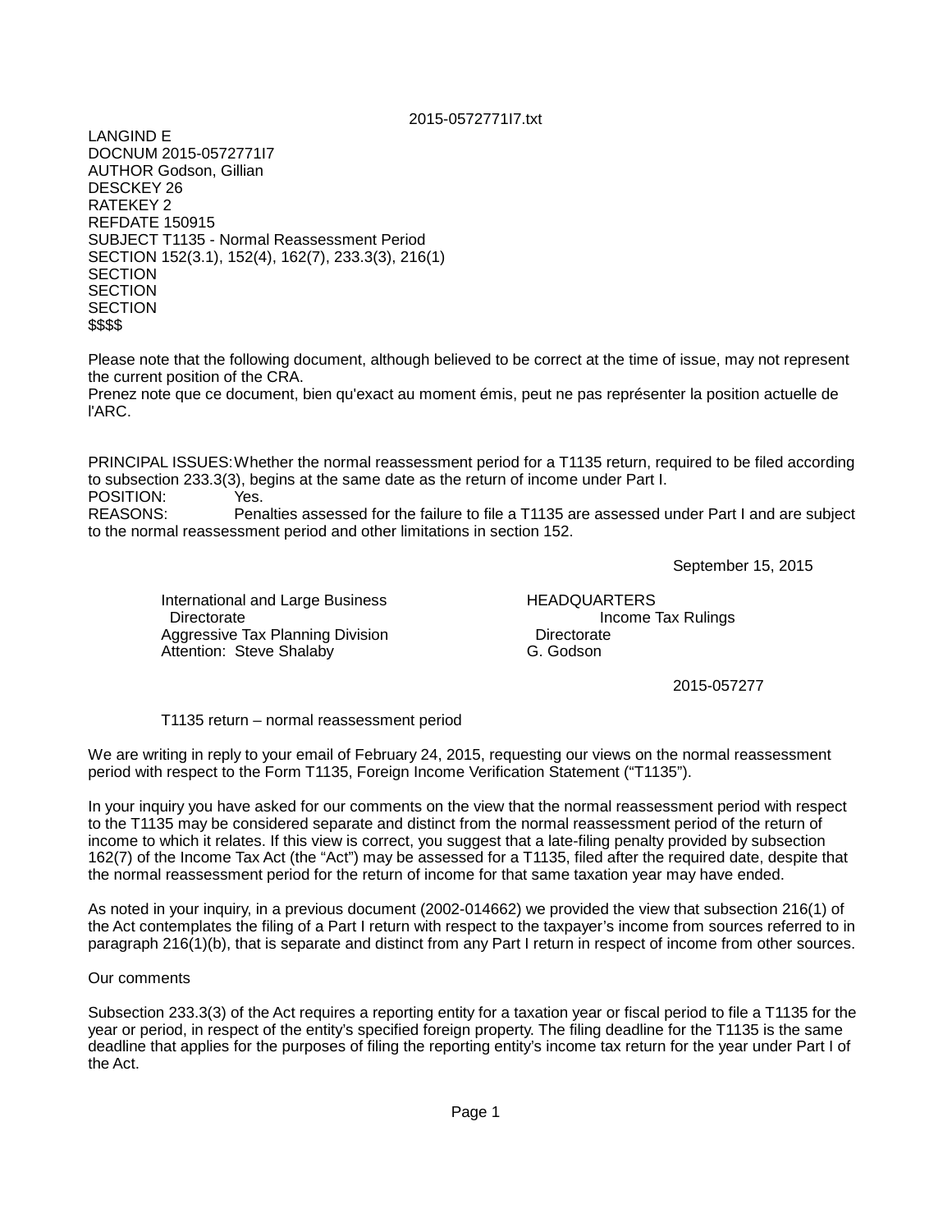2015-0572771I7.txt

LANGIND E
DOCNUM 2015-0572771I7
AUTHOR Godson, Gillian
DESCKEY 26
RATEKEY 2
REFDATE 150915
SUBJECT T1135 - Normal Reassessment Period
SECTION 152(3.1), 152(4), 162(7), 233.3(3), 216(1)
SECTION
SECTION
SECTION
$$$$

Please note that the following document, although believed to be correct at the time of issue, may not represent the current position of the CRA.
Prenez note que ce document, bien qu'exact au moment émis, peut ne pas représenter la position actuelle de l'ARC.

PRINCIPAL ISSUES: Whether the normal reassessment period for a T1135 return, required to be filed according to subsection 233.3(3), begins at the same date as the return of income under Part I.
POSITION: Yes.
REASONS: Penalties assessed for the failure to file a T1135 are assessed under Part I and are subject to the normal reassessment period and other limitations in section 152.

September 15, 2015

| | |
|---|---|
| International and Large Business Directorate | HEADQUARTERS |
| Aggressive Tax Planning Division | Income Tax Rulings Directorate |
| Attention: Steve Shalaby | G. Godson |

2015-057277

T1135 return – normal reassessment period

We are writing in reply to your email of February 24, 2015, requesting our views on the normal reassessment period with respect to the Form T1135, Foreign Income Verification Statement ("T1135").

In your inquiry you have asked for our comments on the view that the normal reassessment period with respect to the T1135 may be considered separate and distinct from the normal reassessment period of the return of income to which it relates. If this view is correct, you suggest that a late-filing penalty provided by subsection 162(7) of the Income Tax Act (the "Act") may be assessed for a T1135, filed after the required date, despite that the normal reassessment period for the return of income for that same taxation year may have ended.

As noted in your inquiry, in a previous document (2002-014662) we provided the view that subsection 216(1) of the Act contemplates the filing of a Part I return with respect to the taxpayer's income from sources referred to in paragraph 216(1)(b), that is separate and distinct from any Part I return in respect of income from other sources.

Our comments

Subsection 233.3(3) of the Act requires a reporting entity for a taxation year or fiscal period to file a T1135 for the year or period, in respect of the entity's specified foreign property. The filing deadline for the T1135 is the same deadline that applies for the purposes of filing the reporting entity's income tax return for the year under Part I of the Act.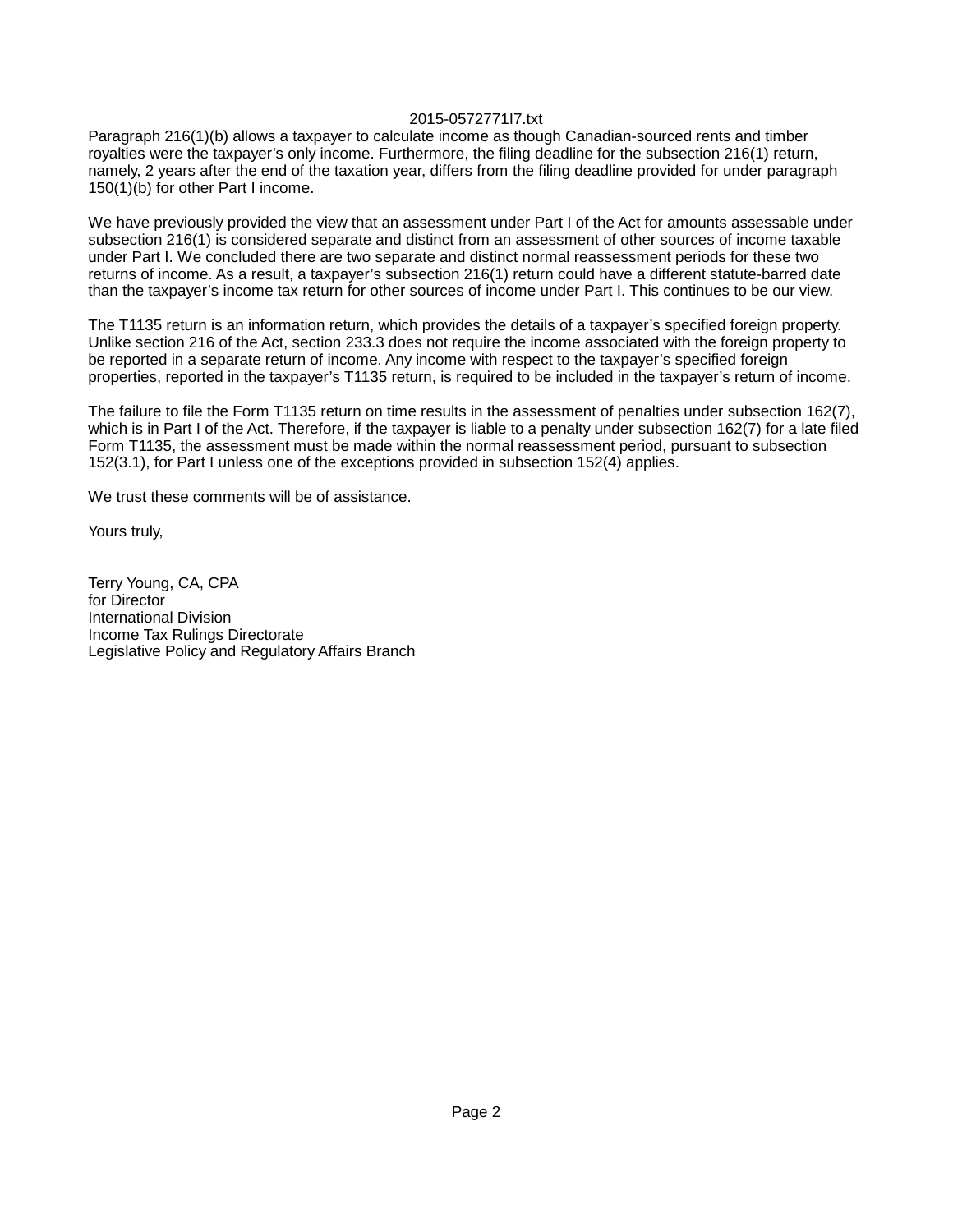Paragraph 216(1)(b) allows a taxpayer to calculate income as though Canadian-sourced rents and timber royalties were the taxpayer's only income. Furthermore, the filing deadline for the subsection 216(1) return, namely, 2 years after the end of the taxation year, differs from the filing deadline provided for under paragraph 150(1)(b) for other Part I income.

We have previously provided the view that an assessment under Part I of the Act for amounts assessable under subsection 216(1) is considered separate and distinct from an assessment of other sources of income taxable under Part I. We concluded there are two separate and distinct normal reassessment periods for these two returns of income. As a result, a taxpayer's subsection 216(1) return could have a different statute-barred date than the taxpayer's income tax return for other sources of income under Part I. This continues to be our view.

The T1135 return is an information return, which provides the details of a taxpayer's specified foreign property. Unlike section 216 of the Act, section 233.3 does not require the income associated with the foreign property to be reported in a separate return of income. Any income with respect to the taxpayer's specified foreign properties, reported in the taxpayer's T1135 return, is required to be included in the taxpayer's return of income.

The failure to file the Form T1135 return on time results in the assessment of penalties under subsection 162(7), which is in Part I of the Act. Therefore, if the taxpayer is liable to a penalty under subsection 162(7) for a late filed Form T1135, the assessment must be made within the normal reassessment period, pursuant to subsection 152(3.1), for Part I unless one of the exceptions provided in subsection 152(4) applies.

We trust these comments will be of assistance.

Yours truly,

Terry Young, CA, CPA
for Director
International Division
Income Tax Rulings Directorate
Legislative Policy and Regulatory Affairs Branch